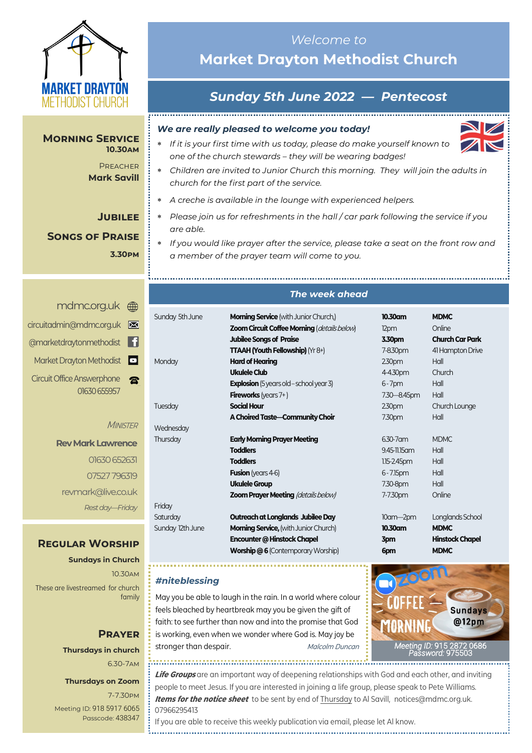MARKET DRAYTON METHODIST CHURCH

*Welcome to*

# Market Drayton Methodist Church

## *Sunday 5th June 2022 — Pentecost*

**MORNING SERVICE**
**10.30AM**

PREACHER
**Mark Savill**

**JUBILEE SONGS OF PRAISE**
**3.30PM**

### *We are really pleased to welcome you today!*

- *If it is your first time with us today, please do make yourself known to one of the church stewards – they will be wearing badges!*
- *Children are invited to Junior Church this morning. They will join the adults in church for the first part of the service.*
- *A creche is available in the lounge with experienced helpers.*
- *Please join us for refreshments in the hall / car park following the service if you are able.*
- *If you would like prayer after the service, please take a seat on the front row and a member of the prayer team will come to you.*

mdmc.org.uk
circuitadmin@mdmc.org.uk
@marketdraytonmethodist
Market Drayton Methodist
Circuit Office Answerphone 01630 655957

*MINISTER*
**Rev Mark Lawrence**
01630 652631
07527 796319
revmark@live.co.uk
*Rest day—Friday*

### *The week ahead*

| | | | |
|---|---|---|---|
| Sunday 5th June | **Morning Service** (with Junior Church,) | **10.30am** | **MDMC** |
| | **Zoom Circuit Coffee Morning** (*details below*) | 12pm | Online |
| | **Jubilee Songs of Praise** | **3.30pm** | **Church Car Park** |
| | **TTAAH (Youth Fellowship)** (Yr 8+) | 7-8.30pm | 41 Hampton Drive |
| Monday | **Hard of Hearing** | 2.30pm | Hall |
| | **Ukulele Club** | 4-4.30pm | Church |
| | **Explosion** (5 years old – school year 3) | 6 - 7pm | Hall |
| | **Fireworks** (years 7+ ) | 7.30—8.45pm | Hall |
| Tuesday | **Social Hour** | 2.30pm | Church Lounge |
| | **A Choired Taste—Community Choir** | 7.30pm | Hall |
| Wednesday | | | |
| Thursday | **Early Morning Prayer Meeting** | 6.30-7am | MDMC |
| | **Toddlers** | 9.45-11.15am | Hall |
| | **Toddlers** | 1.15-2.45pm | Hall |
| | **Fusion** (years 4-6) | 6 - 7.15pm | Hall |
| | **Ukulele Group** | 7.30-8pm | Hall |
| | **Zoom Prayer Meeting** (*details below*) | 7-7.30pm | Online |
| Friday | | | |
| Saturday | **Outreach at Longlands Jubilee Day** | 10am—2pm | Longlands School |
| Sunday 12th June | **Morning Service,** (with Junior Church) | **10.30am** | **MDMC** |
| | **Encounter @ Hinstock Chapel** | **3pm** | **Hinstock Chapel** |
| | **Worship @ 6** (Contemporary Worship) | **6pm** | **MDMC** |

**REGULAR WORSHIP**

**Sundays in Church**
10.30AM
These are livestreamed for church family

**PRAYER**

**Thursdays in church**
6.30-7AM

**Thursdays on Zoom**
7-7.30PM
Meeting ID: 918 5917 6065
Passcode: 438347

### *#niteblessing*

May you be able to laugh in the rain. In a world where colour feels bleached by heartbreak may you be given the gift of faith: to see further than now and into the promise that God is working, even when we wonder where God is. May joy be stronger than despair. *Malcolm Duncan*

zoom COFFEE MORNING Sundays @12pm
*Meeting ID:* 915 2872 0686
*Password:* 975503

***Life Groups*** are an important way of deepening relationships with God and each other, and inviting people to meet Jesus. If you are interested in joining a life group, please speak to Pete Williams.
***Items for the notice sheet*** to be sent by end of Thursday to Al Savill, notices@mdmc.org.uk. 07966295413
If you are able to receive this weekly publication via email, please let Al know.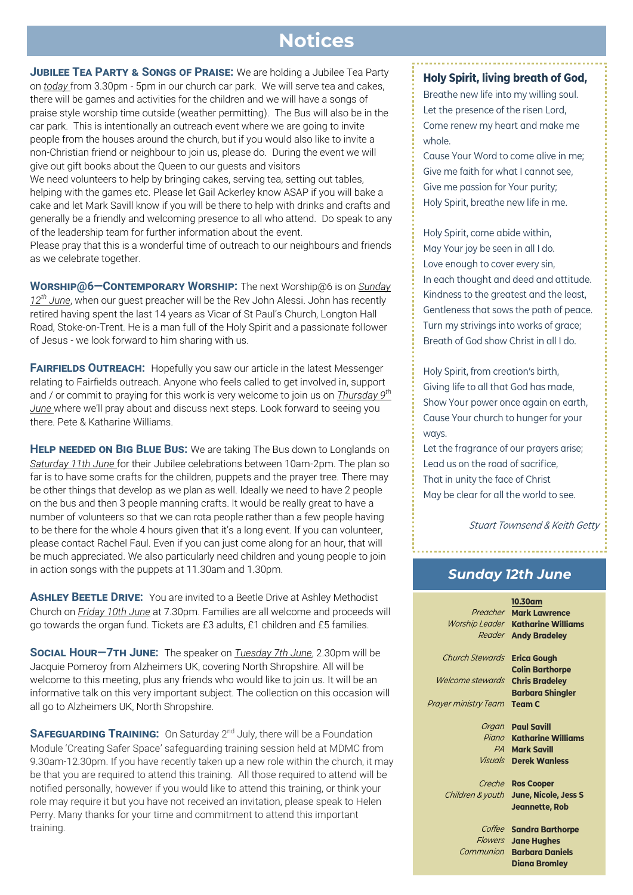# Notices

**JUBILEE TEA PARTY & SONGS OF PRAISE:** We are holding a Jubilee Tea Party on *today* from 3.30pm - 5pm in our church car park. We will serve tea and cakes, there will be games and activities for the children and we will have a songs of praise style worship time outside (weather permitting). The Bus will also be in the car park. This is intentionally an outreach event where we are going to invite people from the houses around the church, but if you would also like to invite a non-Christian friend or neighbour to join us, please do. During the event we will give out gift books about the Queen to our guests and visitors

We need volunteers to help by bringing cakes, serving tea, setting out tables, helping with the games etc. Please let Gail Ackerley know ASAP if you will bake a cake and let Mark Savill know if you will be there to help with drinks and crafts and generally be a friendly and welcoming presence to all who attend. Do speak to any of the leadership team for further information about the event.

Please pray that this is a wonderful time of outreach to our neighbours and friends as we celebrate together.

**WORSHIP@6—CONTEMPORARY WORSHIP:** The next Worship@6 is on *Sunday 12th June*, when our guest preacher will be the Rev John Alessi. John has recently retired having spent the last 14 years as Vicar of St Paul's Church, Longton Hall Road, Stoke-on-Trent. He is a man full of the Holy Spirit and a passionate follower of Jesus - we look forward to him sharing with us.

**FAIRFIELDS OUTREACH:** Hopefully you saw our article in the latest Messenger relating to Fairfields outreach. Anyone who feels called to get involved in, support and / or commit to praying for this work is very welcome to join us on *Thursday 9th June* where we'll pray about and discuss next steps. Look forward to seeing you there. Pete & Katharine Williams.

**HELP NEEDED ON BIG BLUE BUS:** We are taking The Bus down to Longlands on *Saturday 11th June* for their Jubilee celebrations between 10am-2pm. The plan so far is to have some crafts for the children, puppets and the prayer tree. There may be other things that develop as we plan as well. Ideally we need to have 2 people on the bus and then 3 people manning crafts. It would be really great to have a number of volunteers so that we can rota people rather than a few people having to be there for the whole 4 hours given that it's a long event. If you can volunteer, please contact Rachel Faul. Even if you can just come along for an hour, that will be much appreciated. We also particularly need children and young people to join in action songs with the puppets at 11.30am and 1.30pm.

**ASHLEY BEETLE DRIVE:** You are invited to a Beetle Drive at Ashley Methodist Church on *Friday 10th June* at 7.30pm. Families are all welcome and proceeds will go towards the organ fund. Tickets are £3 adults, £1 children and £5 families.

**SOCIAL HOUR—7TH JUNE:** The speaker on *Tuesday 7th June*, 2.30pm will be Jacquie Pomeroy from Alzheimers UK, covering North Shropshire. All will be welcome to this meeting, plus any friends who would like to join us. It will be an informative talk on this very important subject. The collection on this occasion will all go to Alzheimers UK, North Shropshire.

**SAFEGUARDING TRAINING:** On Saturday 2nd July, there will be a Foundation Module 'Creating Safer Space' safeguarding training session held at MDMC from 9.30am-12.30pm. If you have recently taken up a new role within the church, it may be that you are required to attend this training. All those required to attend will be notified personally, however if you would like to attend this training, or think your role may require it but you have not received an invitation, please speak to Helen Perry. Many thanks for your time and commitment to attend this important training.

### Holy Spirit, living breath of God,

Breathe new life into my willing soul.
Let the presence of the risen Lord,
Come renew my heart and make me whole.
Cause Your Word to come alive in me;
Give me faith for what I cannot see,
Give me passion for Your purity;
Holy Spirit, breathe new life in me.

Holy Spirit, come abide within,
May Your joy be seen in all I do.
Love enough to cover every sin,
In each thought and deed and attitude.
Kindness to the greatest and the least,
Gentleness that sows the path of peace.
Turn my strivings into works of grace;
Breath of God show Christ in all I do.

Holy Spirit, from creation's birth,
Giving life to all that God has made,
Show Your power once again on earth,
Cause Your church to hunger for your ways.
Let the fragrance of our prayers arise;
Lead us on the road of sacrifice,
That in unity the face of Christ
May be clear for all the world to see.

*Stuart Townsend & Keith Getty*

## *Sunday 12th June*

| | **10.30am** |
|---|---|
| *Preacher* | **Mark Lawrence** |
| *Worship Leader* | **Katharine Williams** |
| *Reader* | **Andy Bradeley** |
| *Church Stewards* | **Erica Gough**, **Colin Barthorpe** |
| *Welcome stewards* | **Chris Bradeley**, **Barbara Shingler** |
| *Prayer ministry Team* | **Team C** |
| *Organ* | **Paul Savill** |
| *Piano* | **Katharine Williams** |
| *PA* | **Mark Savill** |
| *Visuals* | **Derek Wanless** |
| *Creche* | **Ros Cooper** |
| *Children & youth* | **June, Nicole, Jess S Jeannette, Rob** |
| *Coffee* | **Sandra Barthorpe** |
| *Flowers* | **Jane Hughes** |
| *Communion* | **Barbara Daniels**, **Diana Bromley** |